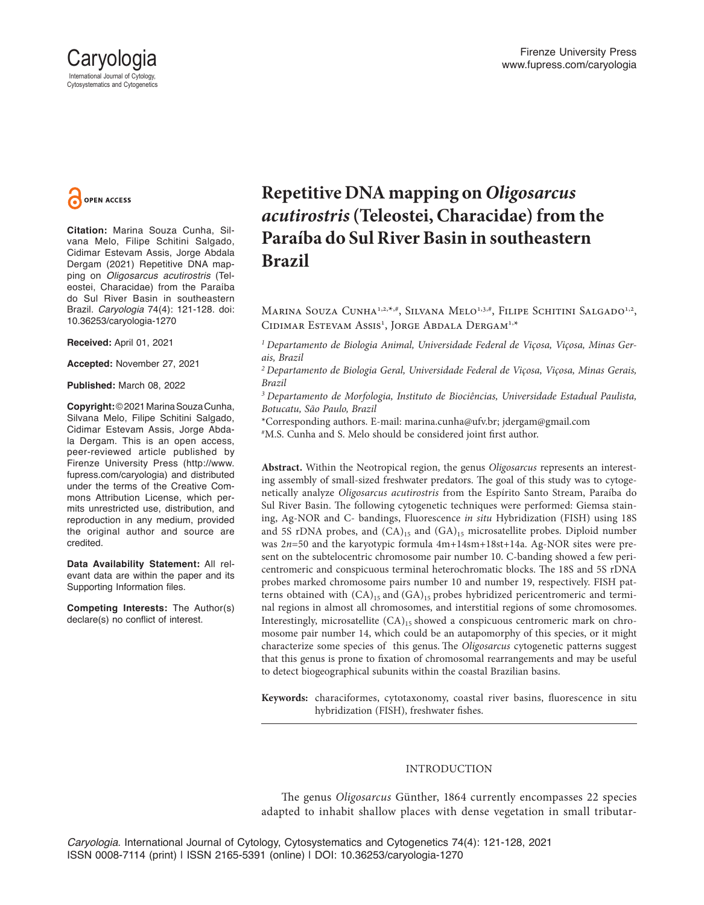# Repetitive DNA mapping on *Oligosarcus acutirostris* (Teleostei, Characidae) from the Paraíba do Sul River Basin in southeastern Brazil

Marina Souza Cunha[1,2,*,#], Silvana Melo[1,3,#], Filipe Schitini Salgado[1,2], Cidimar Estevam Assis[1], Jorge Abdala Dergam[1,*]

[1] *Departamento de Biologia Animal, Universidade Federal de Viçosa, Viçosa, Minas Gerais, Brazil*

[2] *Departamento de Biologia Geral, Universidade Federal de Viçosa, Viçosa, Minas Gerais, Brazil*

[3] *Departamento de Morfologia, Instituto de Biociências, Universidade Estadual Paulista, Botucatu, São Paulo, Brazil*

*Corresponding authors. E-mail: marina.cunha@ufv.br; jdergam@gmail.com

#M.S. Cunha and S. Melo should be considered joint first author.

**OPEN ACCESS**

**Citation:** Marina Souza Cunha, Silvana Melo, Filipe Schitini Salgado, Cidimar Estevam Assis, Jorge Abdala Dergam (2021) Repetitive DNA mapping on *Oligosarcus acutirostris* (Teleostei, Characidae) from the Paraíba do Sul River Basin in southeastern Brazil. *Caryologia* 74(4): 121-128. doi: 10.36253/caryologia-1270

**Received:** April 01, 2021

**Accepted:** November 27, 2021

**Published:** March 08, 2022

**Copyright:** © 2021 Marina Souza Cunha, Silvana Melo, Filipe Schitini Salgado, Cidimar Estevam Assis, Jorge Abdala Dergam. This is an open access, peer-reviewed article published by Firenze University Press (http://www.fupress.com/caryologia) and distributed under the terms of the Creative Commons Attribution License, which permits unrestricted use, distribution, and reproduction in any medium, provided the original author and source are credited.

**Data Availability Statement:** All relevant data are within the paper and its Supporting Information files.

**Competing Interests:** The Author(s) declare(s) no conflict of interest.

**Abstract.** Within the Neotropical region, the genus *Oligosarcus* represents an interesting assembly of small-sized freshwater predators. The goal of this study was to cytogenetically analyze *Oligosarcus acutirostris* from the Espírito Santo Stream, Paraíba do Sul River Basin. The following cytogenetic techniques were performed: Giemsa staining, Ag-NOR and C- bandings, Fluorescence *in situ* Hybridization (FISH) using 18S and 5S rDNA probes, and $(CA)_{15}$ and $(GA)_{15}$ microsatellite probes. Diploid number was $2n=50$ and the karyotypic formula 4m+14sm+18st+14a. Ag-NOR sites were present on the subtelocentric chromosome pair number 10. C-banding showed a few pericentromeric and conspicuous terminal heterochromatic blocks. The 18S and 5S rDNA probes marked chromosome pairs number 10 and number 19, respectively. FISH patterns obtained with $(CA)_{15}$ and $(GA)_{15}$ probes hybridized pericentromeric and terminal regions in almost all chromosomes, and interstitial regions of some chromosomes. Interestingly, microsatellite $(CA)_{15}$ showed a conspicuous centromeric mark on chromosome pair number 14, which could be an autapomorphy of this species, or it might characterize some species of this genus. The *Oligosarcus* cytogenetic patterns suggest that this genus is prone to fixation of chromosomal rearrangements and may be useful to detect biogeographical subunits within the coastal Brazilian basins.

**Keywords:** characiformes, cytotaxonomy, coastal river basins, fluorescence in situ hybridization (FISH), freshwater fishes.

## INTRODUCTION

The genus *Oligosarcus* Günther, 1864 currently encompasses 22 species adapted to inhabit shallow places with dense vegetation in small tributar-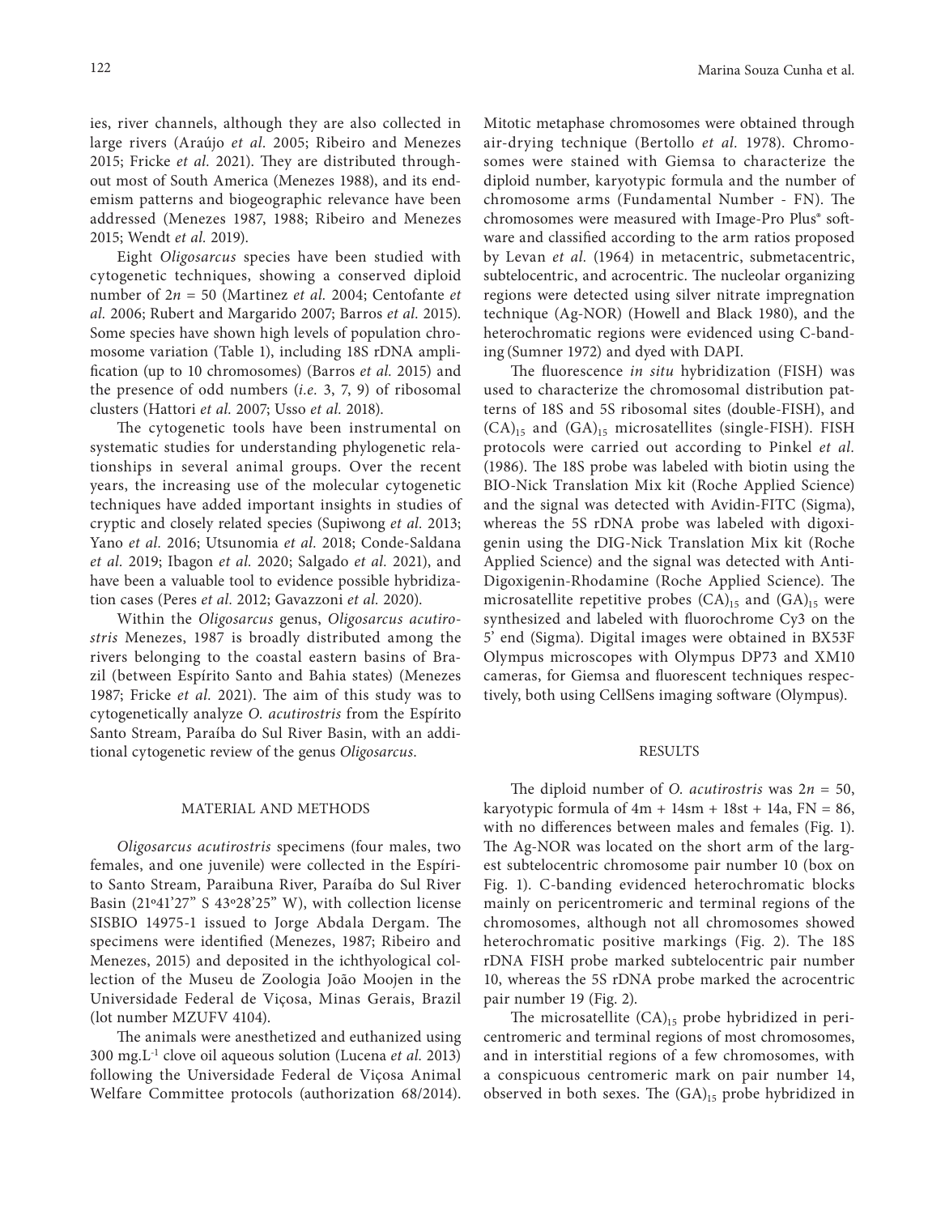ies, river channels, although they are also collected in large rivers (Araújo *et al.* 2005; Ribeiro and Menezes 2015; Fricke *et al.* 2021). They are distributed throughout most of South America (Menezes 1988), and its endemism patterns and biogeographic relevance have been addressed (Menezes 1987, 1988; Ribeiro and Menezes 2015; Wendt *et al.* 2019).

Eight *Oligosarcus* species have been studied with cytogenetic techniques, showing a conserved diploid number of $2n$ = 50 (Martinez *et al.* 2004; Centofante *et al.* 2006; Rubert and Margarido 2007; Barros *et al.* 2015). Some species have shown high levels of population chromosome variation (Table 1), including 18S rDNA amplification (up to 10 chromosomes) (Barros *et al.* 2015) and the presence of odd numbers (*i.e.* 3, 7, 9) of ribosomal clusters (Hattori *et al.* 2007; Usso *et al.* 2018).

The cytogenetic tools have been instrumental on systematic studies for understanding phylogenetic relationships in several animal groups. Over the recent years, the increasing use of the molecular cytogenetic techniques have added important insights in studies of cryptic and closely related species (Supiwong *et al.* 2013; Yano *et al.* 2016; Utsunomia *et al.* 2018; Conde-Saldana *et al.* 2019; Ibagon *et al.* 2020; Salgado *et al.* 2021), and have been a valuable tool to evidence possible hybridization cases (Peres *et al.* 2012; Gavazzoni *et al.* 2020).

Within the *Oligosarcus* genus, *Oligosarcus acutirostris* Menezes, 1987 is broadly distributed among the rivers belonging to the coastal eastern basins of Brazil (between Espírito Santo and Bahia states) (Menezes 1987; Fricke *et al.* 2021). The aim of this study was to cytogenetically analyze *O. acutirostris* from the Espírito Santo Stream, Paraíba do Sul River Basin, with an additional cytogenetic review of the genus *Oligosarcus*.

## MATERIAL AND METHODS

*Oligosarcus acutirostris* specimens (four males, two females, and one juvenile) were collected in the Espírito Santo Stream, Paraibuna River, Paraíba do Sul River Basin (21º41'27" S 43º28'25" W), with collection license SISBIO 14975-1 issued to Jorge Abdala Dergam. The specimens were identified (Menezes, 1987; Ribeiro and Menezes, 2015) and deposited in the ichthyological collection of the Museu de Zoologia João Moojen in the Universidade Federal de Viçosa, Minas Gerais, Brazil (lot number MZUFV 4104).

The animals were anesthetized and euthanized using 300 $mg.L^{-1}$ clove oil aqueous solution (Lucena *et al.* 2013) following the Universidade Federal de Viçosa Animal Welfare Committee protocols (authorization 68/2014). Mitotic metaphase chromosomes were obtained through air-drying technique (Bertollo *et al.* 1978). Chromosomes were stained with Giemsa to characterize the diploid number, karyotypic formula and the number of chromosome arms (Fundamental Number - FN). The chromosomes were measured with Image-Pro Plus® software and classified according to the arm ratios proposed by Levan *et al.* (1964) in metacentric, submetacentric, subtelocentric, and acrocentric. The nucleolar organizing regions were detected using silver nitrate impregnation technique (Ag-NOR) (Howell and Black 1980), and the heterochromatic regions were evidenced using C-banding (Sumner 1972) and dyed with DAPI.

The fluorescence *in situ* hybridization (FISH) was used to characterize the chromosomal distribution patterns of 18S and 5S ribosomal sites (double-FISH), and $(CA)_{15}$ and $(GA)_{15}$ microsatellites (single-FISH). FISH protocols were carried out according to Pinkel *et al.* (1986). The 18S probe was labeled with biotin using the BIO-Nick Translation Mix kit (Roche Applied Science) and the signal was detected with Avidin-FITC (Sigma), whereas the 5S rDNA probe was labeled with digoxigenin using the DIG-Nick Translation Mix kit (Roche Applied Science) and the signal was detected with Anti-Digoxigenin-Rhodamine (Roche Applied Science). The microsatellite repetitive probes $(CA)_{15}$ and $(GA)_{15}$ were synthesized and labeled with fluorochrome Cy3 on the 5' end (Sigma). Digital images were obtained in BX53F Olympus microscopes with Olympus DP73 and XM10 cameras, for Giemsa and fluorescent techniques respectively, both using CellSens imaging software (Olympus).

## RESULTS

The diploid number of *O. acutirostris* was $2n$ = 50, karyotypic formula of 4m + 14sm + 18st + 14a, FN = 86, with no differences between males and females (Fig. 1). The Ag-NOR was located on the short arm of the largest subtelocentric chromosome pair number 10 (box on Fig. 1). C-banding evidenced heterochromatic blocks mainly on pericentromeric and terminal regions of the chromosomes, although not all chromosomes showed heterochromatic positive markings (Fig. 2). The 18S rDNA FISH probe marked subtelocentric pair number 10, whereas the 5S rDNA probe marked the acrocentric pair number 19 (Fig. 2).

The microsatellite $(CA)_{15}$ probe hybridized in pericentromeric and terminal regions of most chromosomes, and in interstitial regions of a few chromosomes, with a conspicuous centromeric mark on pair number 14, observed in both sexes. The $(GA)_{15}$ probe hybridized in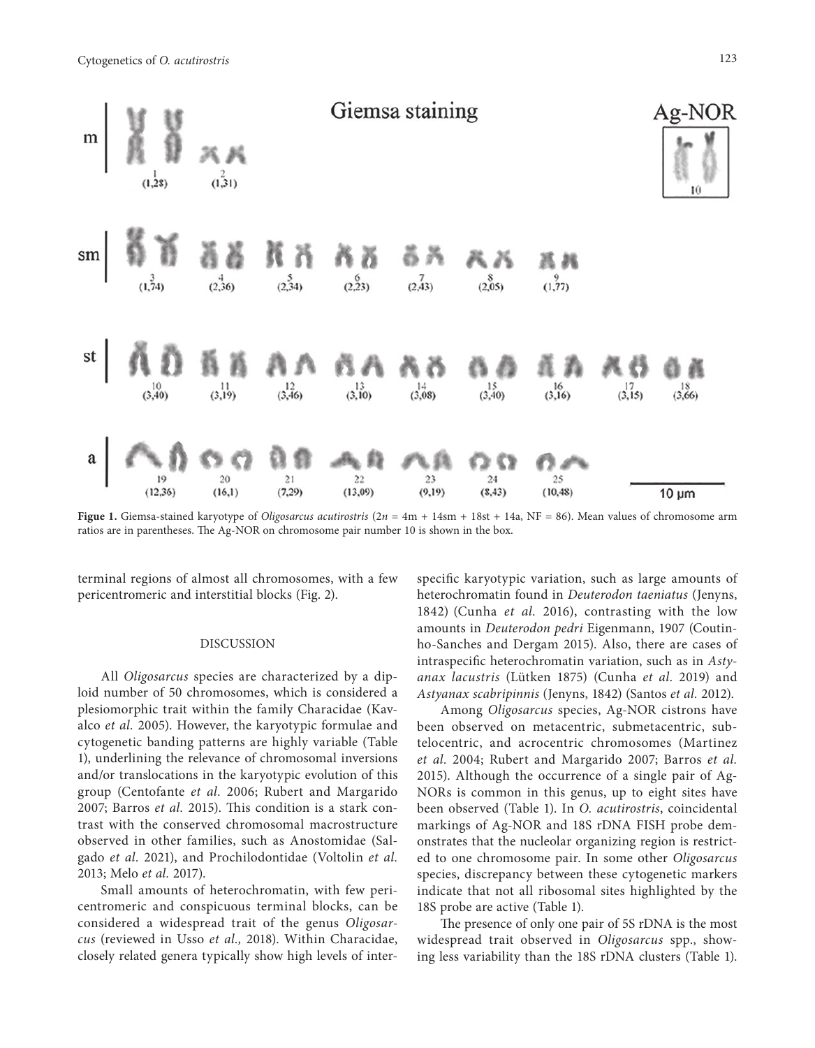**Figue 1.** Giemsa-stained karyotype of *Oligosarcus acutirostris* (2*n* = 4m + 14sm + 18st + 14a, NF = 86). Mean values of chromosome arm ratios are in parentheses. The Ag-NOR on chromosome pair number 10 is shown in the box.

terminal regions of almost all chromosomes, with a few pericentromeric and interstitial blocks (Fig. 2).

## DISCUSSION

All *Oligosarcus* species are characterized by a diploid number of 50 chromosomes, which is considered a plesiomorphic trait within the family Characidae (Kavalco *et al.* 2005). However, the karyotypic formulae and cytogenetic banding patterns are highly variable (Table 1), underlining the relevance of chromosomal inversions and/or translocations in the karyotypic evolution of this group (Centofante *et al.* 2006; Rubert and Margarido 2007; Barros *et al.* 2015). This condition is a stark contrast with the conserved chromosomal macrostructure observed in other families, such as Anostomidae (Salgado *et al.* 2021), and Prochilodontidae (Voltolin *et al.* 2013; Melo *et al.* 2017).

Small amounts of heterochromatin, with few pericentromeric and conspicuous terminal blocks, can be considered a widespread trait of the genus *Oligosarcus* (reviewed in Usso *et al.,* 2018). Within Characidae, closely related genera typically show high levels of interspecific karyotypic variation, such as large amounts of heterochromatin found in *Deuterodon taeniatus* (Jenyns, 1842) (Cunha *et al.* 2016), contrasting with the low amounts in *Deuterodon pedri* Eigenmann, 1907 (Coutinho-Sanches and Dergam 2015). Also, there are cases of intraspecific heterochromatin variation, such as in *Astyanax lacustris* (Lütken 1875) (Cunha *et al.* 2019) and *Astyanax scabripinnis* (Jenyns, 1842) (Santos *et al.* 2012).

Among *Oligosarcus* species, Ag-NOR cistrons have been observed on metacentric, submetacentric, subtelocentric, and acrocentric chromosomes (Martinez *et al.* 2004; Rubert and Margarido 2007; Barros *et al.* 2015). Although the occurrence of a single pair of Ag-NORs is common in this genus, up to eight sites have been observed (Table 1). In *O. acutirostris*, coincidental markings of Ag-NOR and 18S rDNA FISH probe demonstrates that the nucleolar organizing region is restricted to one chromosome pair. In some other *Oligosarcus* species, discrepancy between these cytogenetic markers indicate that not all ribosomal sites highlighted by the 18S probe are active (Table 1).

The presence of only one pair of 5S rDNA is the most widespread trait observed in *Oligosarcus* spp., showing less variability than the 18S rDNA clusters (Table 1).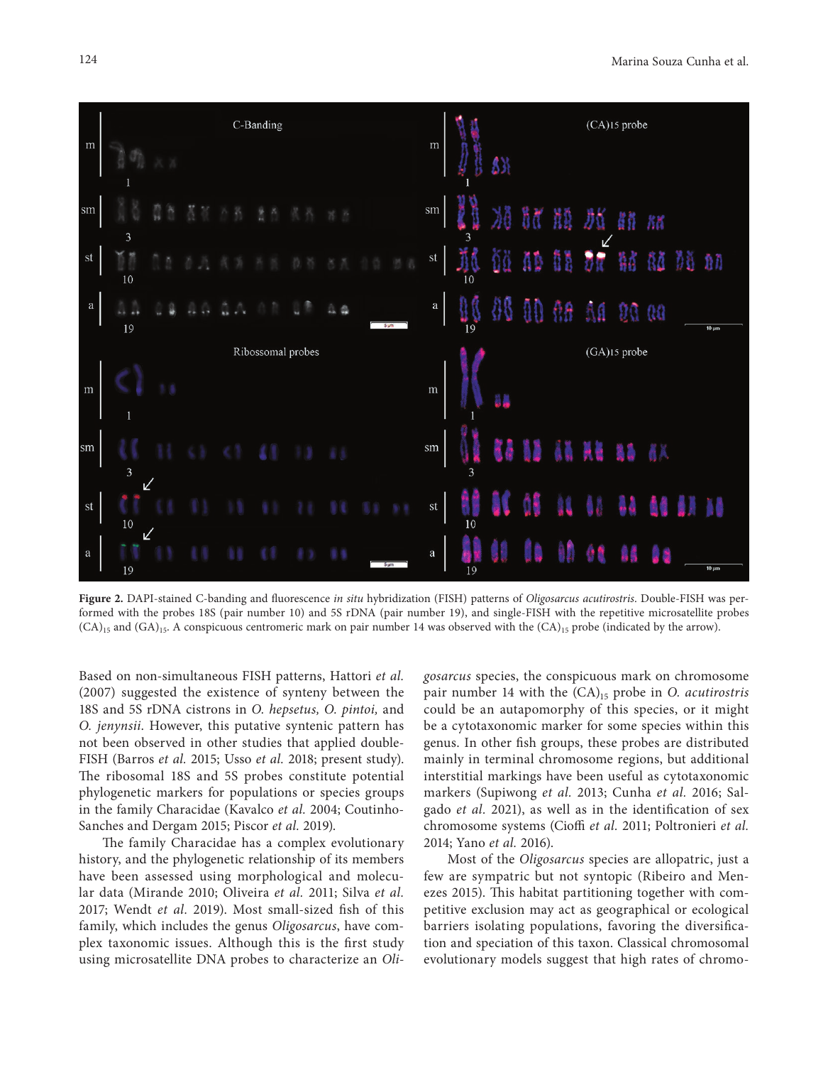**Figure 2.** DAPI-stained C-banding and fluorescence *in situ* hybridization (FISH) patterns of *Oligosarcus acutirostris*. Double-FISH was performed with the probes 18S (pair number 10) and 5S rDNA (pair number 19), and single-FISH with the repetitive microsatellite probes $(CA)_{15}$ and $(GA)_{15}$. A conspicuous centromeric mark on pair number 14 was observed with the $(CA)_{15}$ probe (indicated by the arrow).

Based on non-simultaneous FISH patterns, Hattori *et al.* (2007) suggested the existence of synteny between the 18S and 5S rDNA cistrons in *O. hepsetus, O. pintoi,* and *O. jenynsii*. However, this putative syntenic pattern has not been observed in other studies that applied double-FISH (Barros *et al.* 2015; Usso *et al.* 2018; present study). The ribosomal 18S and 5S probes constitute potential phylogenetic markers for populations or species groups in the family Characidae (Kavalco *et al.* 2004; Coutinho-Sanches and Dergam 2015; Piscor *et al.* 2019).

The family Characidae has a complex evolutionary history, and the phylogenetic relationship of its members have been assessed using morphological and molecular data (Mirande 2010; Oliveira *et al.* 2011; Silva *et al.* 2017; Wendt *et al.* 2019). Most small-sized fish of this family, which includes the genus *Oligosarcus*, have complex taxonomic issues. Although this is the first study using microsatellite DNA probes to characterize an *Oligosarcus* species, the conspicuous mark on chromosome pair number 14 with the $(CA)_{15}$ probe in *O. acutirostris* could be an autapomorphy of this species, or it might be a cytotaxonomic marker for some species within this genus. In other fish groups, these probes are distributed mainly in terminal chromosome regions, but additional interstitial markings have been useful as cytotaxonomic markers (Supiwong *et al.* 2013; Cunha *et al.* 2016; Salgado *et al.* 2021), as well as in the identification of sex chromosome systems (Cioffi *et al.* 2011; Poltronieri *et al.* 2014; Yano *et al.* 2016).

Most of the *Oligosarcus* species are allopatric, just a few are sympatric but not syntopic (Ribeiro and Menezes 2015). This habitat partitioning together with competitive exclusion may act as geographical or ecological barriers isolating populations, favoring the diversification and speciation of this taxon. Classical chromosomal evolutionary models suggest that high rates of chromo-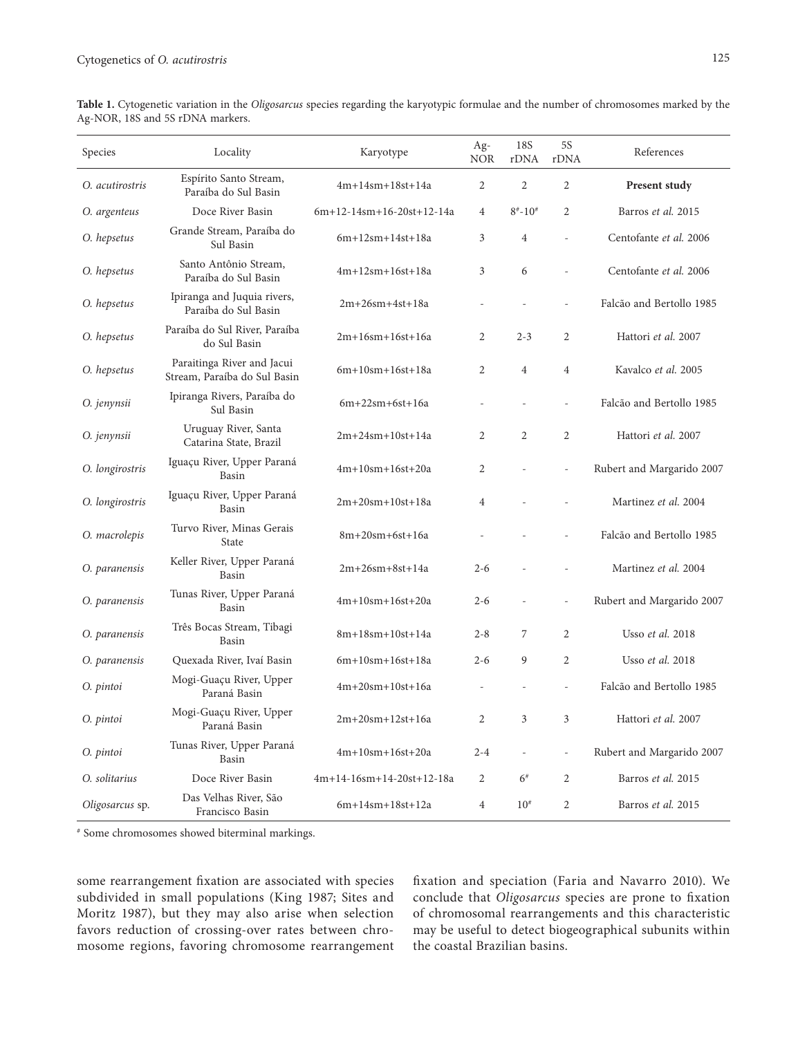**Table 1.** Cytogenetic variation in the *Oligosarcus* species regarding the karyotypic formulae and the number of chromosomes marked by the Ag-NOR, 18S and 5S rDNA markers.

| Species | Locality | Karyotype | Ag-NOR | 18S rDNA | 5S rDNA | References |
|---|---|---|---|---|---|---|
| *O. acutirostris* | Espírito Santo Stream, Paraíba do Sul Basin | 4m+14sm+18st+14a | 2 | 2 | 2 | **Present study** |
| *O. argenteus* | Doce River Basin | 6m+12-14sm+16-20st+12-14a | 4 | 8#-10# | 2 | Barros *et al.* 2015 |
| *O. hepsetus* | Grande Stream, Paraíba do Sul Basin | 6m+12sm+14st+18a | 3 | 4 | - | Centofante *et al.* 2006 |
| *O. hepsetus* | Santo Antônio Stream, Paraíba do Sul Basin | 4m+12sm+16st+18a | 3 | 6 | - | Centofante *et al.* 2006 |
| *O. hepsetus* | Ipiranga and Juquia rivers, Paraíba do Sul Basin | 2m+26sm+4st+18a | - | - | - | Falcão and Bertollo 1985 |
| *O. hepsetus* | Paraíba do Sul River, Paraíba do Sul Basin | 2m+16sm+16st+16a | 2 | 2-3 | 2 | Hattori *et al.* 2007 |
| *O. hepsetus* | Paraitinga River and Jacui Stream, Paraíba do Sul Basin | 6m+10sm+16st+18a | 2 | 4 | 4 | Kavalco *et al.* 2005 |
| *O. jenynsii* | Ipiranga Rivers, Paraíba do Sul Basin | 6m+22sm+6st+16a | - | - | - | Falcão and Bertollo 1985 |
| *O. jenynsii* | Uruguay River, Santa Catarina State, Brazil | 2m+24sm+10st+14a | 2 | 2 | 2 | Hattori *et al.* 2007 |
| *O. longirostris* | Iguaçu River, Upper Paraná Basin | 4m+10sm+16st+20a | 2 | - | - | Rubert and Margarido 2007 |
| *O. longirostris* | Iguaçu River, Upper Paraná Basin | 2m+20sm+10st+18a | 4 | - | - | Martinez *et al.* 2004 |
| *O. macrolepis* | Turvo River, Minas Gerais State | 8m+20sm+6st+16a | - | - | - | Falcão and Bertollo 1985 |
| *O. paranensis* | Keller River, Upper Paraná Basin | 2m+26sm+8st+14a | 2-6 | - | - | Martinez *et al.* 2004 |
| *O. paranensis* | Tunas River, Upper Paraná Basin | 4m+10sm+16st+20a | 2-6 | - | - | Rubert and Margarido 2007 |
| *O. paranensis* | Três Bocas Stream, Tibagi Basin | 8m+18sm+10st+14a | 2-8 | 7 | 2 | Usso *et al.* 2018 |
| *O. paranensis* | Quexada River, Ivaí Basin | 6m+10sm+16st+18a | 2-6 | 9 | 2 | Usso *et al.* 2018 |
| *O. pintoi* | Mogi-Guaçu River, Upper Paraná Basin | 4m+20sm+10st+16a | - | - | - | Falcão and Bertollo 1985 |
| *O. pintoi* | Mogi-Guaçu River, Upper Paraná Basin | 2m+20sm+12st+16a | 2 | 3 | 3 | Hattori *et al.* 2007 |
| *O. pintoi* | Tunas River, Upper Paraná Basin | 4m+10sm+16st+20a | 2-4 | - | - | Rubert and Margarido 2007 |
| *O. solitarius* | Doce River Basin | 4m+14-16sm+14-20st+12-18a | 2 | 6# | 2 | Barros *et al.* 2015 |
| *Oligosarcus* sp. | Das Velhas River, São Francisco Basin | 6m+14sm+18st+12a | 4 | 10# | 2 | Barros *et al.* 2015 |

# Some chromosomes showed biterminal markings.

some rearrangement fixation are associated with species subdivided in small populations (King 1987; Sites and Moritz 1987), but they may also arise when selection favors reduction of crossing-over rates between chromosome regions, favoring chromosome rearrangement fixation and speciation (Faria and Navarro 2010). We conclude that *Oligosarcus* species are prone to fixation of chromosomal rearrangements and this characteristic may be useful to detect biogeographical subunits within the coastal Brazilian basins.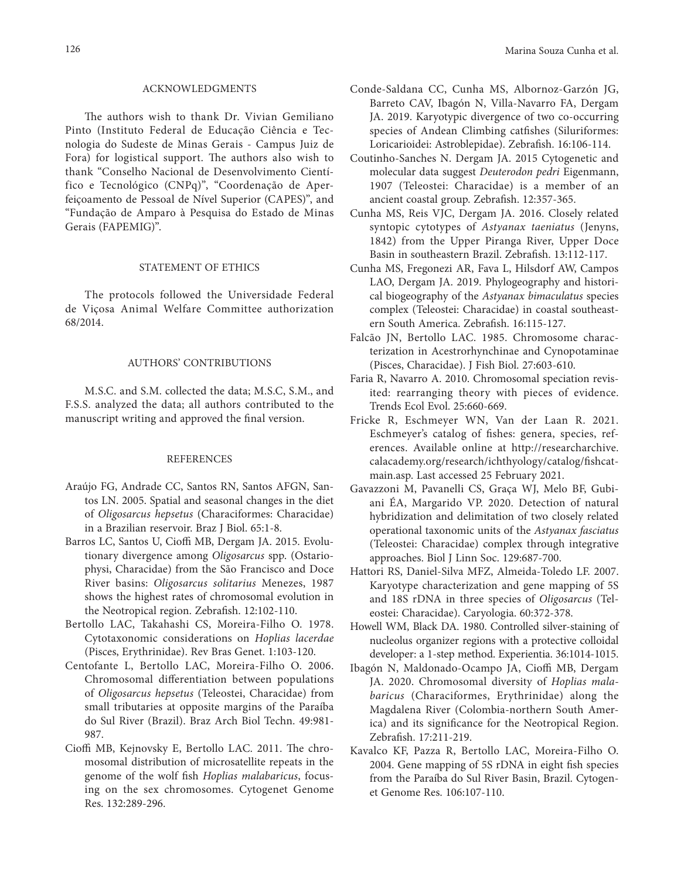## ACKNOWLEDGMENTS

The authors wish to thank Dr. Vivian Gemiliano Pinto (Instituto Federal de Educação Ciência e Tecnologia do Sudeste de Minas Gerais - Campus Juiz de Fora) for logistical support. The authors also wish to thank "Conselho Nacional de Desenvolvimento Científico e Tecnológico (CNPq)", "Coordenação de Aperfeiçoamento de Pessoal de Nível Superior (CAPES)", and "Fundação de Amparo à Pesquisa do Estado de Minas Gerais (FAPEMIG)".

## STATEMENT OF ETHICS

The protocols followed the Universidade Federal de Viçosa Animal Welfare Committee authorization 68/2014.

## AUTHORS' CONTRIBUTIONS

M.S.C. and S.M. collected the data; M.S.C, S.M., and F.S.S. analyzed the data; all authors contributed to the manuscript writing and approved the final version.

## REFERENCES

Araújo FG, Andrade CC, Santos RN, Santos AFGN, Santos LN. 2005. Spatial and seasonal changes in the diet of *Oligosarcus hepsetus* (Characiformes: Characidae) in a Brazilian reservoir. Braz J Biol. 65:1-8.

Barros LC, Santos U, Cioffi MB, Dergam JA. 2015. Evolutionary divergence among *Oligosarcus* spp. (Ostariophysi, Characidae) from the São Francisco and Doce River basins: *Oligosarcus solitarius* Menezes, 1987 shows the highest rates of chromosomal evolution in the Neotropical region. Zebrafish. 12:102-110.

Bertollo LAC, Takahashi CS, Moreira-Filho O. 1978. Cytotaxonomic considerations on *Hoplias lacerdae* (Pisces, Erythrinidae). Rev Bras Genet. 1:103-120.

Centofante L, Bertollo LAC, Moreira-Filho O. 2006. Chromosomal differentiation between populations of *Oligosarcus hepsetus* (Teleostei, Characidae) from small tributaries at opposite margins of the Paraíba do Sul River (Brazil). Braz Arch Biol Techn. 49:981-987.

Cioffi MB, Kejnovsky E, Bertollo LAC. 2011. The chromosomal distribution of microsatellite repeats in the genome of the wolf fish *Hoplias malabaricus*, focusing on the sex chromosomes. Cytogenet Genome Res. 132:289-296.

Conde-Saldana CC, Cunha MS, Albornoz-Garzón JG, Barreto CAV, Ibagón N, Villa-Navarro FA, Dergam JA. 2019. Karyotypic divergence of two co-occurring species of Andean Climbing catfishes (Siluriformes: Loricarioidei: Astroblepidae). Zebrafish. 16:106-114.

Coutinho-Sanches N. Dergam JA. 2015 Cytogenetic and molecular data suggest *Deuterodon pedri* Eigenmann, 1907 (Teleostei: Characidae) is a member of an ancient coastal group. Zebrafish. 12:357-365.

Cunha MS, Reis VJC, Dergam JA. 2016. Closely related syntopic cytotypes of *Astyanax taeniatus* (Jenyns, 1842) from the Upper Piranga River, Upper Doce Basin in southeastern Brazil. Zebrafish. 13:112-117.

Cunha MS, Fregonezi AR, Fava L, Hilsdorf AW, Campos LAO, Dergam JA. 2019. Phylogeography and historical biogeography of the *Astyanax bimaculatus* species complex (Teleostei: Characidae) in coastal southeastern South America. Zebrafish. 16:115-127.

Falcão JN, Bertollo LAC. 1985. Chromosome characterization in Acestrorhynchinae and Cynopotaminae (Pisces, Characidae). J Fish Biol. 27:603-610.

Faria R, Navarro A. 2010. Chromosomal speciation revisited: rearranging theory with pieces of evidence. Trends Ecol Evol. 25:660-669.

Fricke R, Eschmeyer WN, Van der Laan R. 2021. Eschmeyer's catalog of fishes: genera, species, references. Available online at http://researcharchive.calacademy.org/research/ichthyology/catalog/fishcatmain.asp. Last accessed 25 February 2021.

Gavazzoni M, Pavanelli CS, Graça WJ, Melo BF, Gubiani ÉA, Margarido VP. 2020. Detection of natural hybridization and delimitation of two closely related operational taxonomic units of the *Astyanax fasciatus* (Teleostei: Characidae) complex through integrative approaches. Biol J Linn Soc. 129:687-700.

Hattori RS, Daniel-Silva MFZ, Almeida-Toledo LF. 2007. Karyotype characterization and gene mapping of 5S and 18S rDNA in three species of *Oligosarcus* (Teleostei: Characidae). Caryologia. 60:372-378.

Howell WM, Black DA. 1980. Controlled silver-staining of nucleolus organizer regions with a protective colloidal developer: a 1-step method. Experientia. 36:1014-1015.

Ibagón N, Maldonado-Ocampo JA, Cioffi MB, Dergam JA. 2020. Chromosomal diversity of *Hoplias malabaricus* (Characiformes, Erythrinidae) along the Magdalena River (Colombia-northern South America) and its significance for the Neotropical Region. Zebrafish. 17:211-219.

Kavalco KF, Pazza R, Bertollo LAC, Moreira-Filho O. 2004. Gene mapping of 5S rDNA in eight fish species from the Paraíba do Sul River Basin, Brazil. Cytogenet Genome Res. 106:107-110.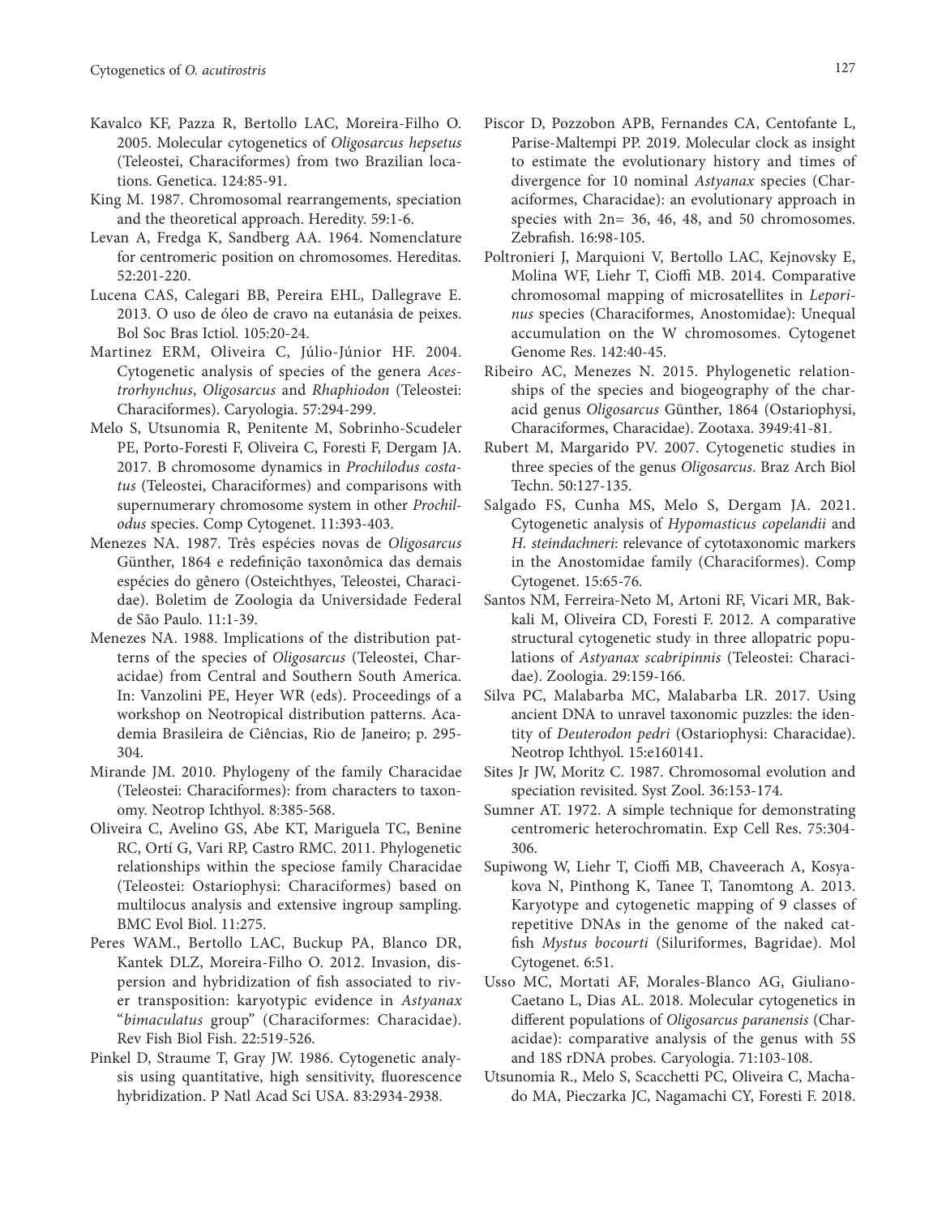Kavalco KF, Pazza R, Bertollo LAC, Moreira-Filho O. 2005. Molecular cytogenetics of *Oligosarcus hepsetus* (Teleostei, Characiformes) from two Brazilian locations. Genetica. 124:85-91.

King M. 1987. Chromosomal rearrangements, speciation and the theoretical approach. Heredity. 59:1-6.

Levan A, Fredga K, Sandberg AA. 1964. Nomenclature for centromeric position on chromosomes. Hereditas. 52:201-220.

Lucena CAS, Calegari BB, Pereira EHL, Dallegrave E. 2013. O uso de óleo de cravo na eutanásia de peixes. Bol Soc Bras Ictiol. 105:20-24.

Martinez ERM, Oliveira C, Júlio-Júnior HF. 2004. Cytogenetic analysis of species of the genera *Acestrorhynchus*, *Oligosarcus* and *Rhaphiodon* (Teleostei: Characiformes). Caryologia. 57:294-299.

Melo S, Utsunomia R, Penitente M, Sobrinho-Scudeler PE, Porto-Foresti F, Oliveira C, Foresti F, Dergam JA. 2017. B chromosome dynamics in *Prochilodus costatus* (Teleostei, Characiformes) and comparisons with supernumerary chromosome system in other *Prochilodus* species. Comp Cytogenet. 11:393-403.

Menezes NA. 1987. Três espécies novas de *Oligosarcus* Günther, 1864 e redefinição taxonômica das demais espécies do gênero (Osteichthyes, Teleostei, Characidae). Boletim de Zoologia da Universidade Federal de São Paulo. 11:1-39.

Menezes NA. 1988. Implications of the distribution patterns of the species of *Oligosarcus* (Teleostei, Characidae) from Central and Southern South America. In: Vanzolini PE, Heyer WR (eds). Proceedings of a workshop on Neotropical distribution patterns. Academia Brasileira de Ciências, Rio de Janeiro; p. 295-304.

Mirande JM. 2010. Phylogeny of the family Characidae (Teleostei: Characiformes): from characters to taxonomy. Neotrop Ichthyol. 8:385-568.

Oliveira C, Avelino GS, Abe KT, Mariguela TC, Benine RC, Ortí G, Vari RP, Castro RMC. 2011. Phylogenetic relationships within the speciose family Characidae (Teleostei: Ostariophysi: Characiformes) based on multilocus analysis and extensive ingroup sampling. BMC Evol Biol. 11:275.

Peres WAM., Bertollo LAC, Buckup PA, Blanco DR, Kantek DLZ, Moreira-Filho O. 2012. Invasion, dispersion and hybridization of fish associated to river transposition: karyotypic evidence in *Astyanax* "*bimaculatus* group" (Characiformes: Characidae). Rev Fish Biol Fish. 22:519-526.

Pinkel D, Straume T, Gray JW. 1986. Cytogenetic analysis using quantitative, high sensitivity, fluorescence hybridization. P Natl Acad Sci USA. 83:2934-2938.

Piscor D, Pozzobon APB, Fernandes CA, Centofante L, Parise-Maltempi PP. 2019. Molecular clock as insight to estimate the evolutionary history and times of divergence for 10 nominal *Astyanax* species (Characiformes, Characidae): an evolutionary approach in species with 2n= 36, 46, 48, and 50 chromosomes. Zebrafish. 16:98-105.

Poltronieri J, Marquioni V, Bertollo LAC, Kejnovsky E, Molina WF, Liehr T, Cioffi MB. 2014. Comparative chromosomal mapping of microsatellites in *Leporinus* species (Characiformes, Anostomidae): Unequal accumulation on the W chromosomes. Cytogenet Genome Res. 142:40-45.

Ribeiro AC, Menezes N. 2015. Phylogenetic relationships of the species and biogeography of the characid genus *Oligosarcus* Günther, 1864 (Ostariophysi, Characiformes, Characidae). Zootaxa. 3949:41-81.

Rubert M, Margarido PV. 2007. Cytogenetic studies in three species of the genus *Oligosarcus*. Braz Arch Biol Techn. 50:127-135.

Salgado FS, Cunha MS, Melo S, Dergam JA. 2021. Cytogenetic analysis of *Hypomasticus copelandii* and *H. steindachneri*: relevance of cytotaxonomic markers in the Anostomidae family (Characiformes). Comp Cytogenet. 15:65-76.

Santos NM, Ferreira-Neto M, Artoni RF, Vicari MR, Bakkali M, Oliveira CD, Foresti F. 2012. A comparative structural cytogenetic study in three allopatric populations of *Astyanax scabripinnis* (Teleostei: Characidae). Zoologia. 29:159-166.

Silva PC, Malabarba MC, Malabarba LR. 2017. Using ancient DNA to unravel taxonomic puzzles: the identity of *Deuterodon pedri* (Ostariophysi: Characidae). Neotrop Ichthyol. 15:e160141.

Sites Jr JW, Moritz C. 1987. Chromosomal evolution and speciation revisited. Syst Zool. 36:153-174.

Sumner AT. 1972. A simple technique for demonstrating centromeric heterochromatin. Exp Cell Res. 75:304-306.

Supiwong W, Liehr T, Cioffi MB, Chaveerach A, Kosyakova N, Pinthong K, Tanee T, Tanomtong A. 2013. Karyotype and cytogenetic mapping of 9 classes of repetitive DNAs in the genome of the naked catfish *Mystus bocourti* (Siluriformes, Bagridae). Mol Cytogenet. 6:51.

Usso MC, Mortati AF, Morales-Blanco AG, Giuliano-Caetano L, Dias AL. 2018. Molecular cytogenetics in different populations of *Oligosarcus paranensis* (Characidae): comparative analysis of the genus with 5S and 18S rDNA probes. Caryologia. 71:103-108.

Utsunomia R., Melo S, Scacchetti PC, Oliveira C, Machado MA, Pieczarka JC, Nagamachi CY, Foresti F. 2018.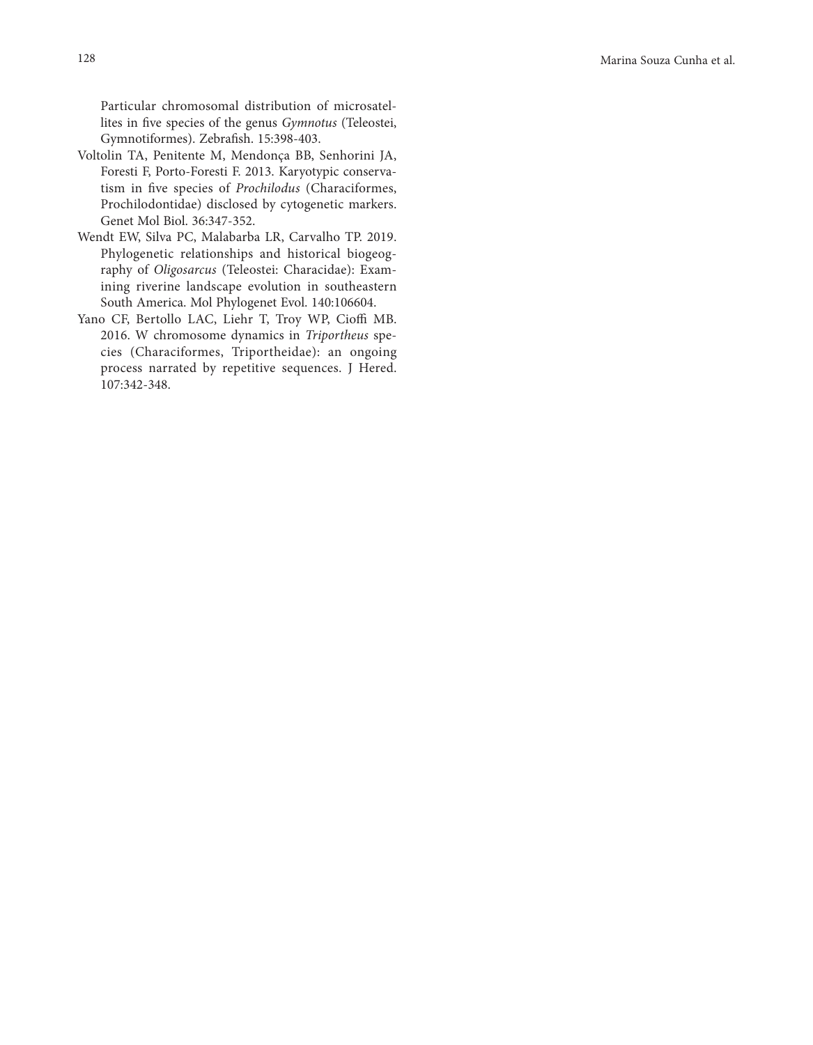Particular chromosomal distribution of microsatellites in five species of the genus *Gymnotus* (Teleostei, Gymnotiformes). Zebrafish. 15:398-403.

Voltolin TA, Penitente M, Mendonça BB, Senhorini JA, Foresti F, Porto-Foresti F. 2013. Karyotypic conservatism in five species of *Prochilodus* (Characiformes, Prochilodontidae) disclosed by cytogenetic markers. Genet Mol Biol. 36:347-352.

Wendt EW, Silva PC, Malabarba LR, Carvalho TP. 2019. Phylogenetic relationships and historical biogeography of *Oligosarcus* (Teleostei: Characidae): Examining riverine landscape evolution in southeastern South America. Mol Phylogenet Evol. 140:106604.

Yano CF, Bertollo LAC, Liehr T, Troy WP, Cioffi MB. 2016. W chromosome dynamics in *Triportheus* species (Characiformes, Triportheidae): an ongoing process narrated by repetitive sequences. J Hered. 107:342-348.